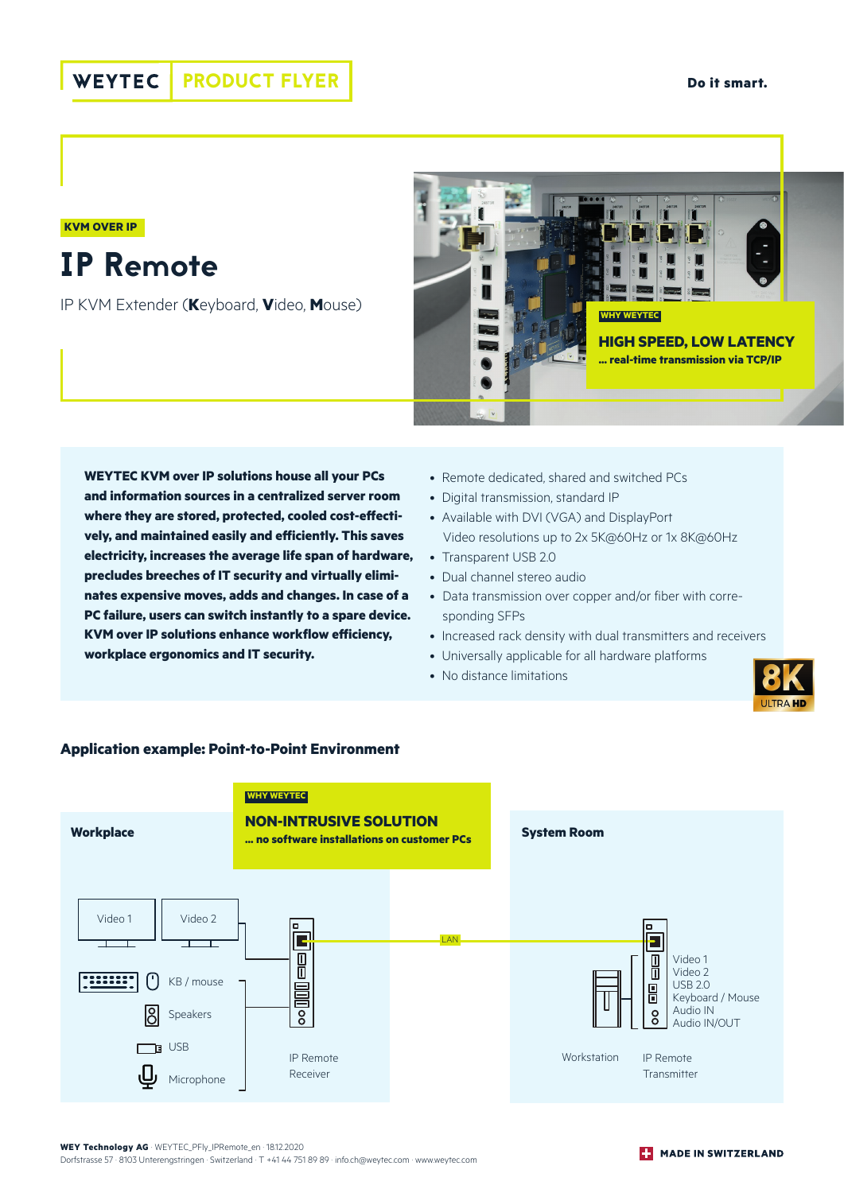WEYTEC | PRODUCT FLYER

**Do it smart.**

**KVM OVER IP**

# IP Remote

IP KVM Extender (**K**eyboard, **V**ideo, **M**ouse)

**WHY WEYTEC**

**HIGH SPEED, LOW LATENCY**

**... real-time transmission via TCP/IP**

**WEYTEC KVM over IP solutions house all your PCs and information sources in a centralized server room where they are stored, protected, cooled cost-effectively, and maintained easily and efficiently. This saves electricity, increases the average life span of hardware, precludes breeches of IT security and virtually eliminates expensive moves, adds and changes. In case of a PC failure, users can switch instantly to a spare device. KVM over IP solutions enhance workflow efficiency, workplace ergonomics and IT security.**

- Remote dedicated, shared and switched PCs
- Digital transmission, standard IP
- Available with DVI (VGA) and DisplayPort
  Video resolutions up to 2x 5K@60Hz or 1x 8K@60Hz
- Transparent USB 2.0
- Dual channel stereo audio
- Data transmission over copper and/or fiber with corresponding SFPs
- Increased rack density with dual transmitters and receivers
- Universally applicable for all hardware platforms
- No distance limitations

8K ULTRA HD

## Application example: Point-to-Point Environment

**WHY WEYTEC**

**NON-INTRUSIVE SOLUTION**

**... no software installations on customer PCs**

**Workplace**

Video 1
Video 2
KB / mouse
Speakers
USB
Microphone

IP Remote Receiver

LAN

**System Room**

Workstation

IP Remote Transmitter

Video 1
Video 2
USB 2.0
Keyboard / Mouse
Audio IN
Audio IN/OUT

**WEY Technology AG** · WEYTEC_PFly_IPRemote_en · 18.12.2020
Dorfstrasse 57 · 8103 Unterengstringen · Switzerland · T +41 44 751 89 89 · info.ch@weytec.com · www.weytec.com

**MADE IN SWITZERLAND**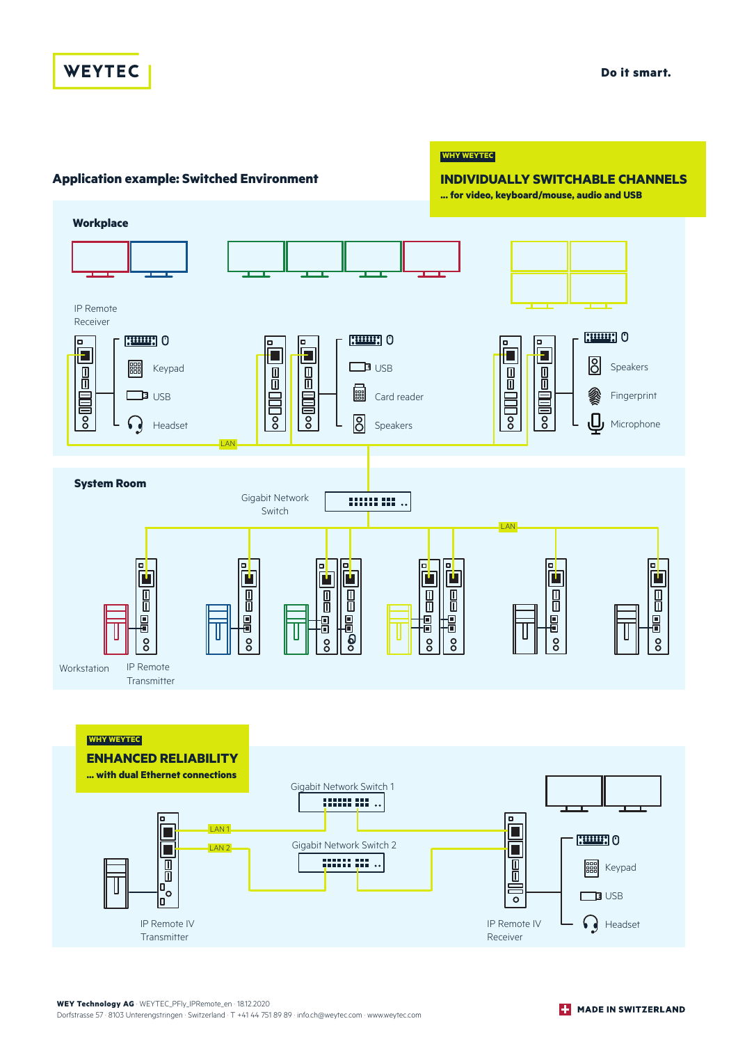## Application example: Switched Environment

WHY WEYTEC

**INDIVIDUALLY SWITCHABLE CHANNELS**

**... for video, keyboard/mouse, audio and USB**

### Workplace

IP Remote Receiver

Keypad

USB

Headset

USB

Card reader

Speakers

Speakers

Fingerprint

Microphone

LAN

### System Room

Gigabit Network Switch

LAN

Workstation

IP Remote Transmitter

WHY WEYTEC

**ENHANCED RELIABILITY**

**... with dual Ethernet connections**

Gigabit Network Switch 1

Gigabit Network Switch 2

LAN 1

LAN 2

IP Remote IV Transmitter

IP Remote IV Receiver

Keypad

USB

Headset

**WEY Technology AG** · WEYTEC_PFly_IPRemote_en · 18.12.2020
Dorfstrasse 57 · 8103 Unterengstringen · Switzerland · T +41 44 751 89 89 · info.ch@weytec.com · www.weytec.com

**MADE IN SWITZERLAND**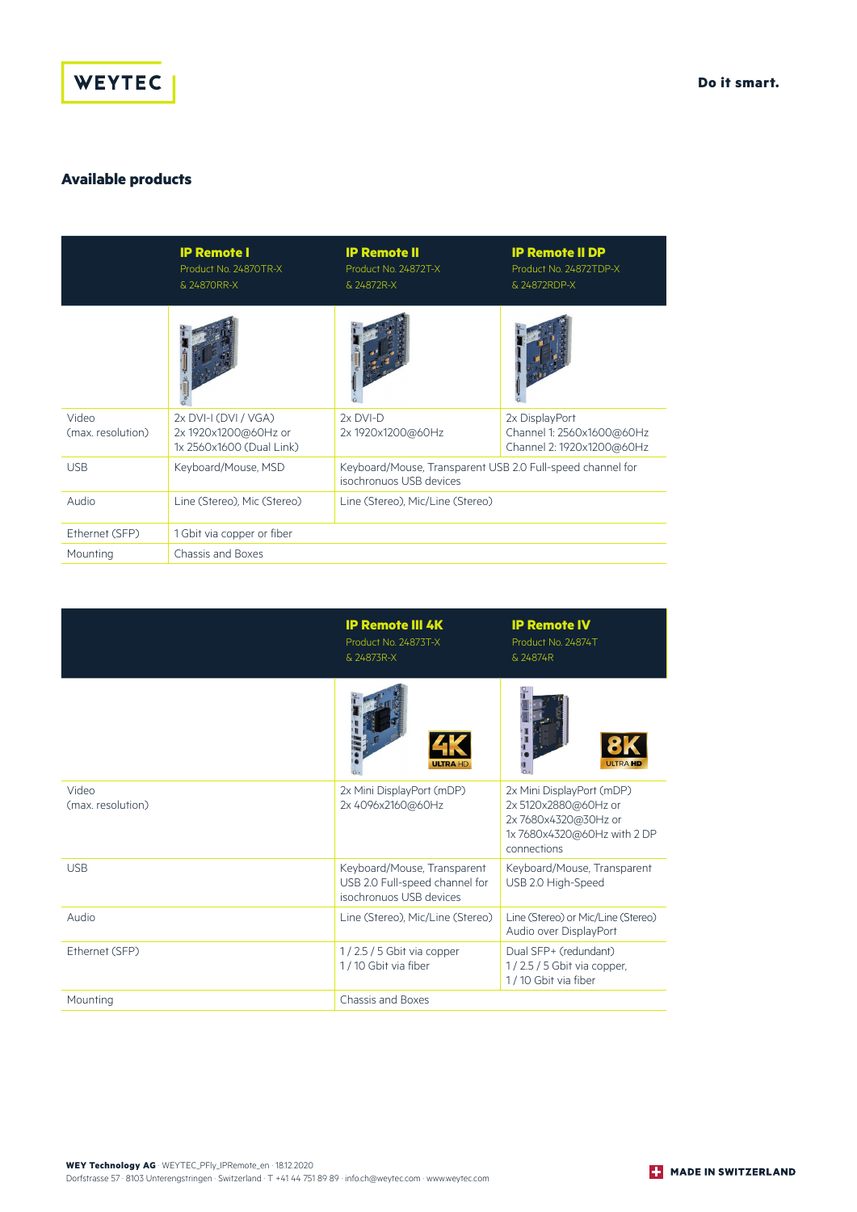## Available products

| | IP Remote I<br>Product No. 24870TR-X<br>& 24870RR-X | IP Remote II<br>Product No. 24872T-X<br>& 24872R-X | IP Remote II DP<br>Product No. 24872TDP-X<br>& 24872RDP-X |
|---|---|---|---|
| Video<br>(max. resolution) | 2x DVI-I (DVI / VGA)<br>2x 1920x1200@60Hz or<br>1x 2560x1600 (Dual Link) | 2x DVI-D<br>2x 1920x1200@60Hz | 2x DisplayPort<br>Channel 1: 2560x1600@60Hz<br>Channel 2: 1920x1200@60Hz |
| USB | Keyboard/Mouse, MSD | Keyboard/Mouse, Transparent USB 2.0 Full-speed channel for isochronuos USB devices | |
| Audio | Line (Stereo), Mic (Stereo) | Line (Stereo), Mic/Line (Stereo) | |
| Ethernet (SFP) | 1 Gbit via copper or fiber | | |
| Mounting | Chassis and Boxes | | |

| | IP Remote III 4K<br>Product No. 24873T-X<br>& 24873R-X | IP Remote IV<br>Product No. 24874T<br>& 24874R |
|---|---|---|
| Video<br>(max. resolution) | 2x Mini DisplayPort (mDP)<br>2x 4096x2160@60Hz | 2x Mini DisplayPort (mDP)<br>2x 5120x2880@60Hz or<br>2x 7680x4320@30Hz or<br>1x 7680x4320@60Hz with 2 DP connections |
| USB | Keyboard/Mouse, Transparent USB 2.0 Full-speed channel for isochronuos USB devices | Keyboard/Mouse, Transparent USB 2.0 High-Speed |
| Audio | Line (Stereo), Mic/Line (Stereo) | Line (Stereo) or Mic/Line (Stereo)<br>Audio over DisplayPort |
| Ethernet (SFP) | 1 / 2.5 / 5 Gbit via copper<br>1 / 10 Gbit via fiber | Dual SFP+ (redundant)<br>1 / 2.5 / 5 Gbit via copper,<br>1 / 10 Gbit via fiber |
| Mounting | Chassis and Boxes | |

**WEY Technology AG** · WEYTEC_PFly_IPRemote_en · 18.12.2020
Dorfstrasse 57 · 8103 Unterengstringen · Switzerland · T +41 44 751 89 89 · info.ch@weytec.com · www.weytec.com

MADE IN SWITZERLAND